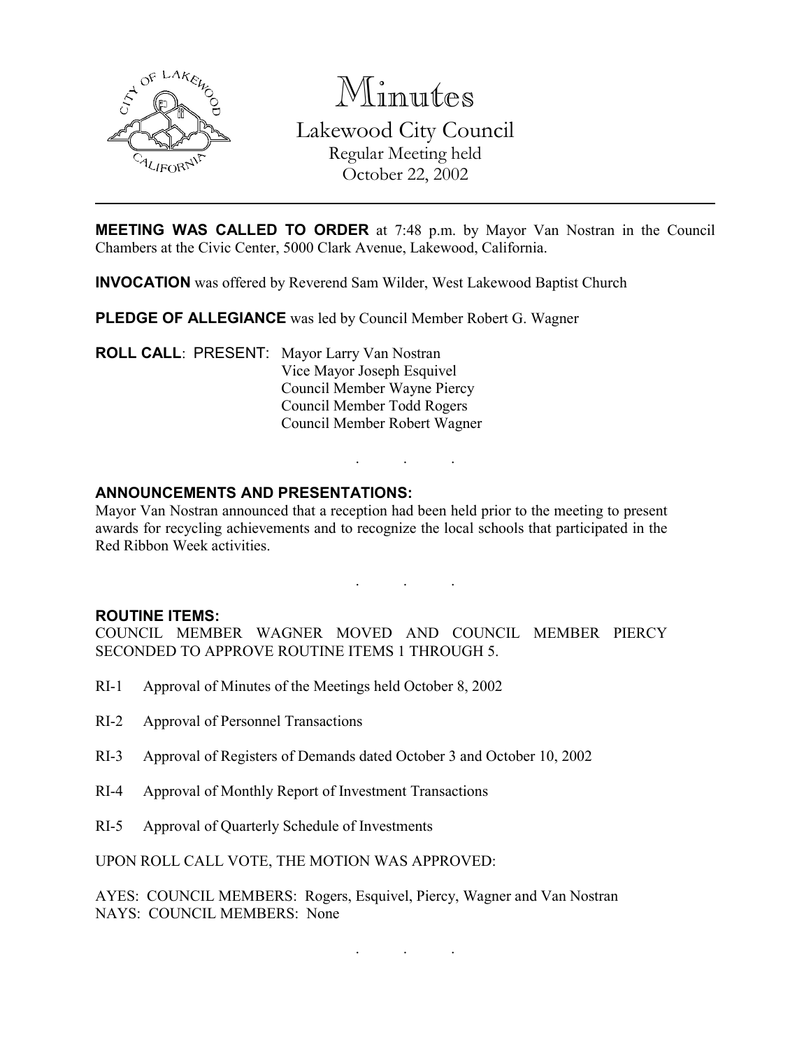# Minutes

## Lakewood City Council

Regular Meeting held
October 22, 2002

---

**MEETING WAS CALLED TO ORDER** at 7:48 p.m. by Mayor Van Nostran in the Council Chambers at the Civic Center, 5000 Clark Avenue, Lakewood, California.

**INVOCATION** was offered by Reverend Sam Wilder, West Lakewood Baptist Church

**PLEDGE OF ALLEGIANCE** was led by Council Member Robert G. Wagner

**ROLL CALL**: PRESENT: Mayor Larry Van Nostran
Vice Mayor Joseph Esquivel
Council Member Wayne Piercy
Council Member Todd Rogers
Council Member Robert Wagner

. . .

**ANNOUNCEMENTS AND PRESENTATIONS:**

Mayor Van Nostran announced that a reception had been held prior to the meeting to present awards for recycling achievements and to recognize the local schools that participated in the Red Ribbon Week activities.

. . .

**ROUTINE ITEMS:**

COUNCIL MEMBER WAGNER MOVED AND COUNCIL MEMBER PIERCY SECONDED TO APPROVE ROUTINE ITEMS 1 THROUGH 5.

RI-1 Approval of Minutes of the Meetings held October 8, 2002

RI-2 Approval of Personnel Transactions

RI-3 Approval of Registers of Demands dated October 3 and October 10, 2002

RI-4 Approval of Monthly Report of Investment Transactions

RI-5 Approval of Quarterly Schedule of Investments

UPON ROLL CALL VOTE, THE MOTION WAS APPROVED:

AYES: COUNCIL MEMBERS: Rogers, Esquivel, Piercy, Wagner and Van Nostran
NAYS: COUNCIL MEMBERS: None

. . .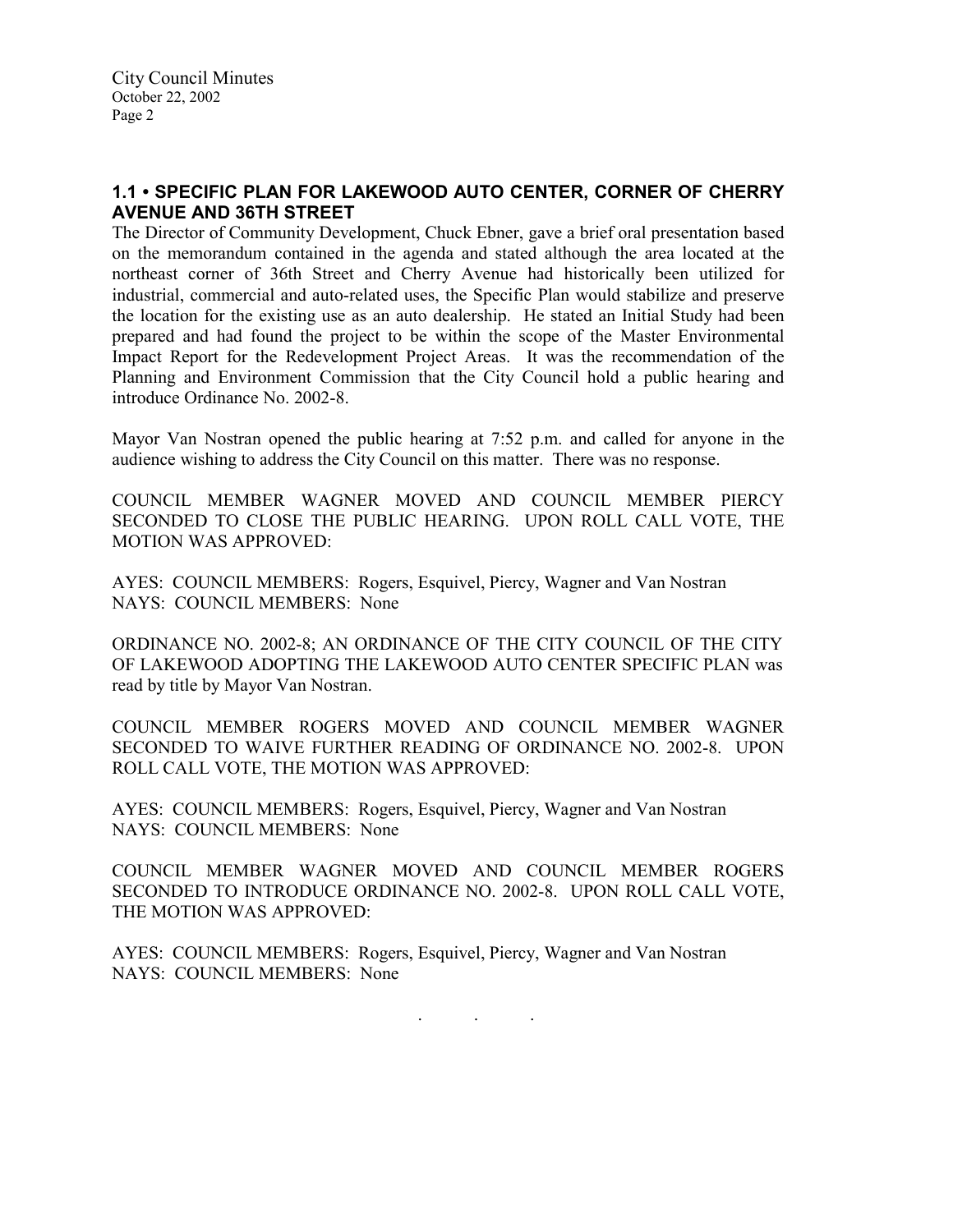## 1.1 • SPECIFIC PLAN FOR LAKEWOOD AUTO CENTER, CORNER OF CHERRY AVENUE AND 36TH STREET

The Director of Community Development, Chuck Ebner, gave a brief oral presentation based on the memorandum contained in the agenda and stated although the area located at the northeast corner of 36th Street and Cherry Avenue had historically been utilized for industrial, commercial and auto-related uses, the Specific Plan would stabilize and preserve the location for the existing use as an auto dealership. He stated an Initial Study had been prepared and had found the project to be within the scope of the Master Environmental Impact Report for the Redevelopment Project Areas. It was the recommendation of the Planning and Environment Commission that the City Council hold a public hearing and introduce Ordinance No. 2002-8.

Mayor Van Nostran opened the public hearing at 7:52 p.m. and called for anyone in the audience wishing to address the City Council on this matter. There was no response.

COUNCIL MEMBER WAGNER MOVED AND COUNCIL MEMBER PIERCY SECONDED TO CLOSE THE PUBLIC HEARING. UPON ROLL CALL VOTE, THE MOTION WAS APPROVED:

AYES: COUNCIL MEMBERS: Rogers, Esquivel, Piercy, Wagner and Van Nostran
NAYS: COUNCIL MEMBERS: None

ORDINANCE NO. 2002-8; AN ORDINANCE OF THE CITY COUNCIL OF THE CITY OF LAKEWOOD ADOPTING THE LAKEWOOD AUTO CENTER SPECIFIC PLAN was read by title by Mayor Van Nostran.

COUNCIL MEMBER ROGERS MOVED AND COUNCIL MEMBER WAGNER SECONDED TO WAIVE FURTHER READING OF ORDINANCE NO. 2002-8. UPON ROLL CALL VOTE, THE MOTION WAS APPROVED:

AYES: COUNCIL MEMBERS: Rogers, Esquivel, Piercy, Wagner and Van Nostran
NAYS: COUNCIL MEMBERS: None

COUNCIL MEMBER WAGNER MOVED AND COUNCIL MEMBER ROGERS SECONDED TO INTRODUCE ORDINANCE NO. 2002-8. UPON ROLL CALL VOTE, THE MOTION WAS APPROVED:

AYES: COUNCIL MEMBERS: Rogers, Esquivel, Piercy, Wagner and Van Nostran
NAYS: COUNCIL MEMBERS: None

. . .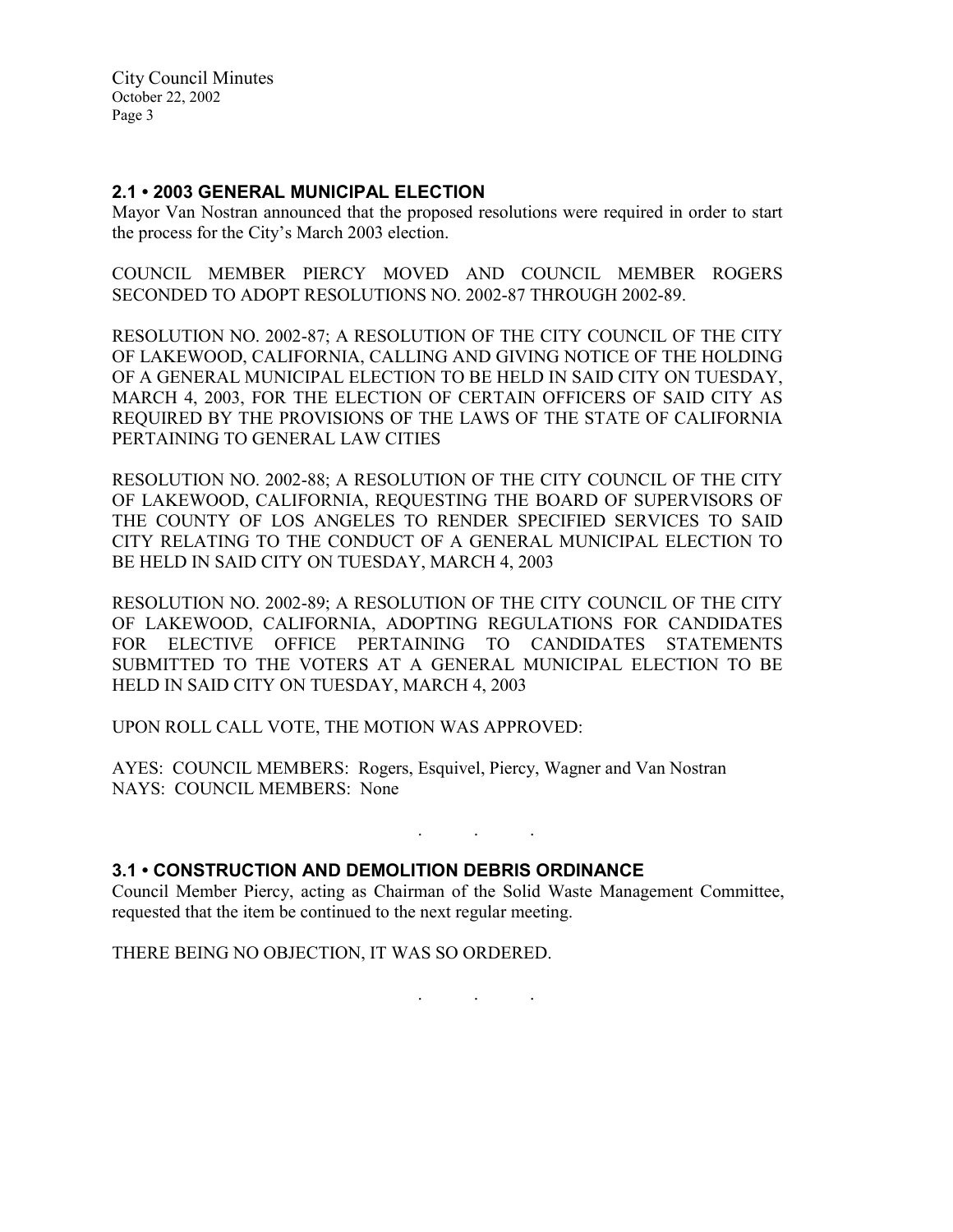## 2.1 • 2003 GENERAL MUNICIPAL ELECTION

Mayor Van Nostran announced that the proposed resolutions were required in order to start the process for the City's March 2003 election.

COUNCIL MEMBER PIERCY MOVED AND COUNCIL MEMBER ROGERS SECONDED TO ADOPT RESOLUTIONS NO. 2002-87 THROUGH 2002-89.

RESOLUTION NO. 2002-87; A RESOLUTION OF THE CITY COUNCIL OF THE CITY OF LAKEWOOD, CALIFORNIA, CALLING AND GIVING NOTICE OF THE HOLDING OF A GENERAL MUNICIPAL ELECTION TO BE HELD IN SAID CITY ON TUESDAY, MARCH 4, 2003, FOR THE ELECTION OF CERTAIN OFFICERS OF SAID CITY AS REQUIRED BY THE PROVISIONS OF THE LAWS OF THE STATE OF CALIFORNIA PERTAINING TO GENERAL LAW CITIES

RESOLUTION NO. 2002-88; A RESOLUTION OF THE CITY COUNCIL OF THE CITY OF LAKEWOOD, CALIFORNIA, REQUESTING THE BOARD OF SUPERVISORS OF THE COUNTY OF LOS ANGELES TO RENDER SPECIFIED SERVICES TO SAID CITY RELATING TO THE CONDUCT OF A GENERAL MUNICIPAL ELECTION TO BE HELD IN SAID CITY ON TUESDAY, MARCH 4, 2003

RESOLUTION NO. 2002-89; A RESOLUTION OF THE CITY COUNCIL OF THE CITY OF LAKEWOOD, CALIFORNIA, ADOPTING REGULATIONS FOR CANDIDATES FOR ELECTIVE OFFICE PERTAINING TO CANDIDATES STATEMENTS SUBMITTED TO THE VOTERS AT A GENERAL MUNICIPAL ELECTION TO BE HELD IN SAID CITY ON TUESDAY, MARCH 4, 2003

UPON ROLL CALL VOTE, THE MOTION WAS APPROVED:

AYES: COUNCIL MEMBERS: Rogers, Esquivel, Piercy, Wagner and Van Nostran
NAYS: COUNCIL MEMBERS: None

. . .

## 3.1 • CONSTRUCTION AND DEMOLITION DEBRIS ORDINANCE

Council Member Piercy, acting as Chairman of the Solid Waste Management Committee, requested that the item be continued to the next regular meeting.

THERE BEING NO OBJECTION, IT WAS SO ORDERED.

. . .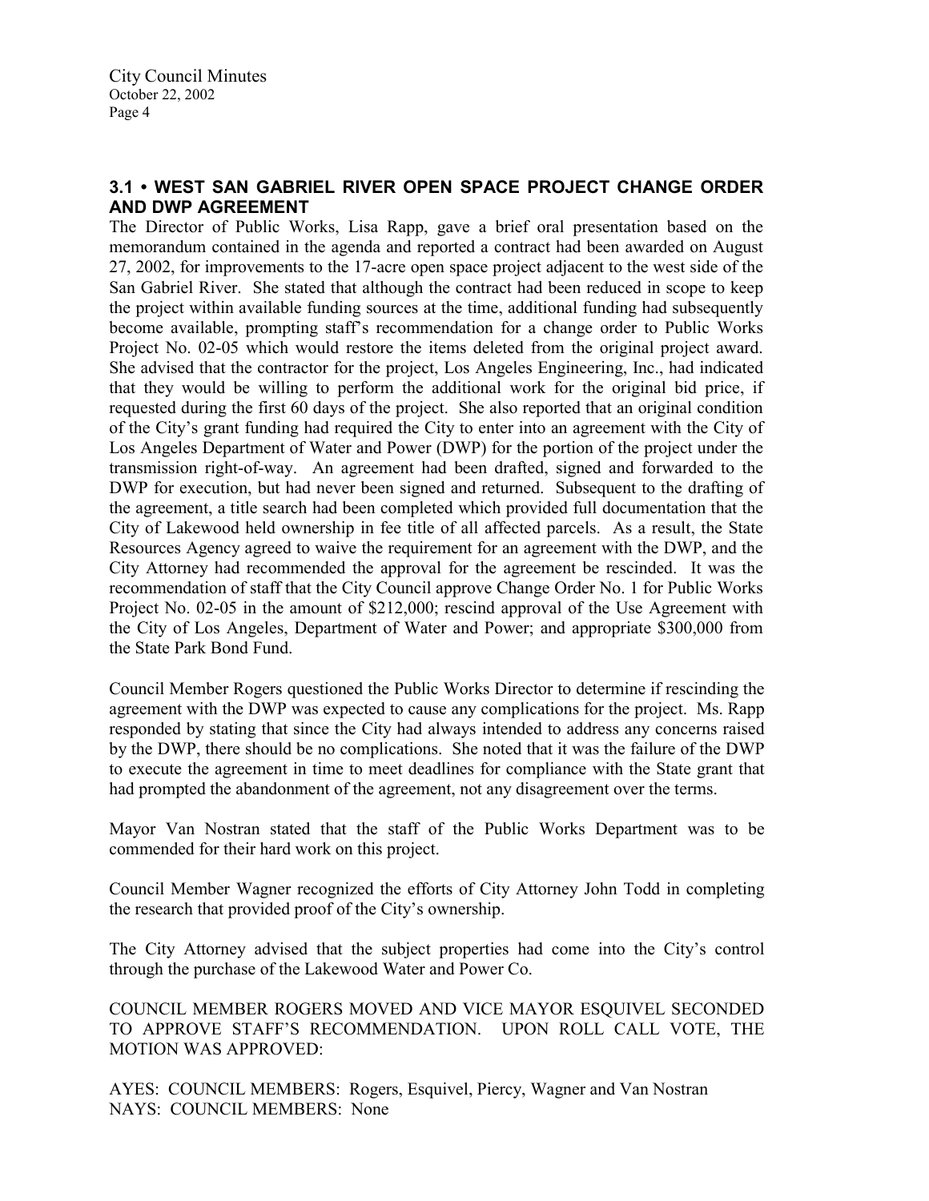### 3.1 • WEST SAN GABRIEL RIVER OPEN SPACE PROJECT CHANGE ORDER AND DWP AGREEMENT

The Director of Public Works, Lisa Rapp, gave a brief oral presentation based on the memorandum contained in the agenda and reported a contract had been awarded on August 27, 2002, for improvements to the 17-acre open space project adjacent to the west side of the San Gabriel River. She stated that although the contract had been reduced in scope to keep the project within available funding sources at the time, additional funding had subsequently become available, prompting staff's recommendation for a change order to Public Works Project No. 02-05 which would restore the items deleted from the original project award. She advised that the contractor for the project, Los Angeles Engineering, Inc., had indicated that they would be willing to perform the additional work for the original bid price, if requested during the first 60 days of the project. She also reported that an original condition of the City's grant funding had required the City to enter into an agreement with the City of Los Angeles Department of Water and Power (DWP) for the portion of the project under the transmission right-of-way. An agreement had been drafted, signed and forwarded to the DWP for execution, but had never been signed and returned. Subsequent to the drafting of the agreement, a title search had been completed which provided full documentation that the City of Lakewood held ownership in fee title of all affected parcels. As a result, the State Resources Agency agreed to waive the requirement for an agreement with the DWP, and the City Attorney had recommended the approval for the agreement be rescinded. It was the recommendation of staff that the City Council approve Change Order No. 1 for Public Works Project No. 02-05 in the amount of $212,000; rescind approval of the Use Agreement with the City of Los Angeles, Department of Water and Power; and appropriate $300,000 from the State Park Bond Fund.

Council Member Rogers questioned the Public Works Director to determine if rescinding the agreement with the DWP was expected to cause any complications for the project. Ms. Rapp responded by stating that since the City had always intended to address any concerns raised by the DWP, there should be no complications. She noted that it was the failure of the DWP to execute the agreement in time to meet deadlines for compliance with the State grant that had prompted the abandonment of the agreement, not any disagreement over the terms.

Mayor Van Nostran stated that the staff of the Public Works Department was to be commended for their hard work on this project.

Council Member Wagner recognized the efforts of City Attorney John Todd in completing the research that provided proof of the City's ownership.

The City Attorney advised that the subject properties had come into the City's control through the purchase of the Lakewood Water and Power Co.

COUNCIL MEMBER ROGERS MOVED AND VICE MAYOR ESQUIVEL SECONDED TO APPROVE STAFF'S RECOMMENDATION. UPON ROLL CALL VOTE, THE MOTION WAS APPROVED:

AYES: COUNCIL MEMBERS: Rogers, Esquivel, Piercy, Wagner and Van Nostran
NAYS: COUNCIL MEMBERS: None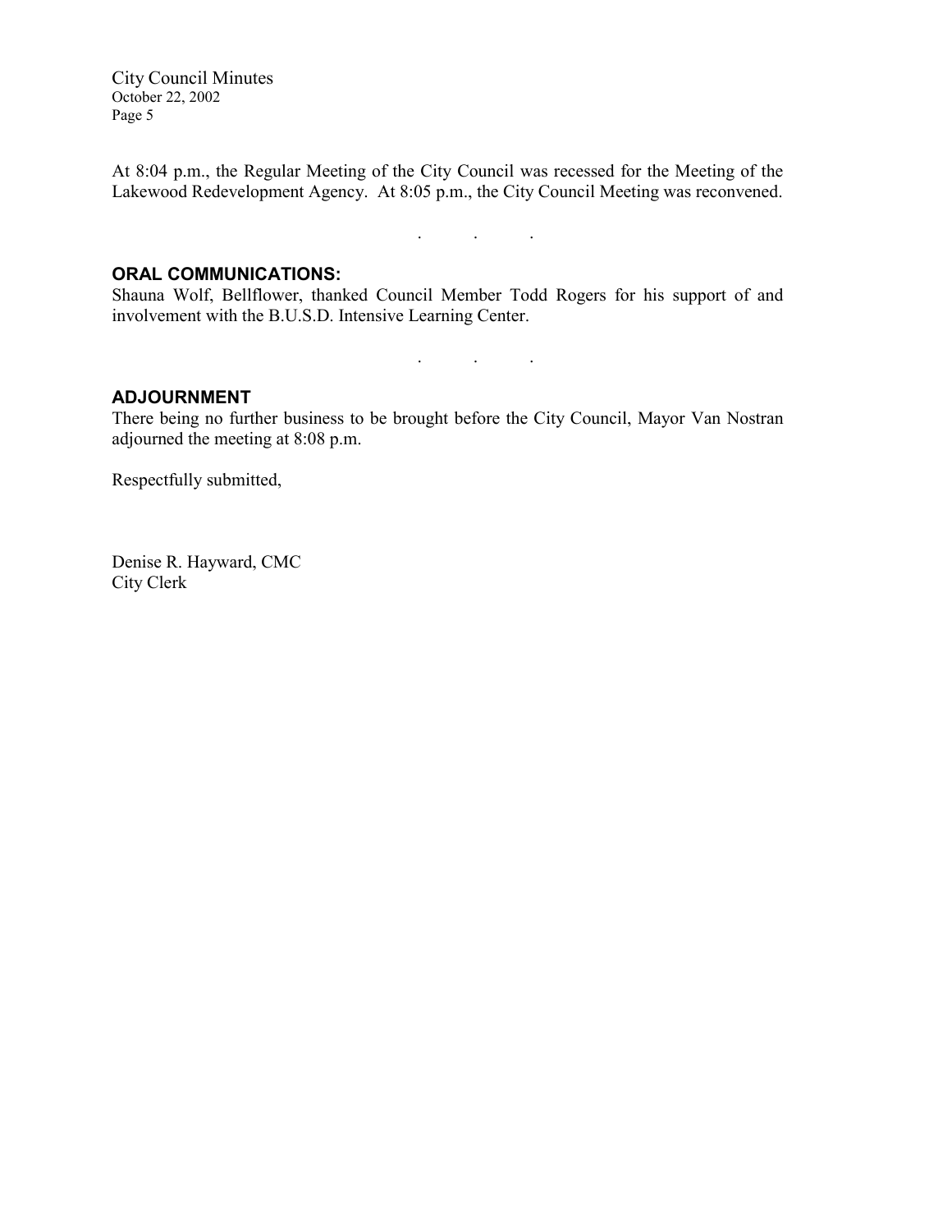At 8:04 p.m., the Regular Meeting of the City Council was recessed for the Meeting of the Lakewood Redevelopment Agency. At 8:05 p.m., the City Council Meeting was reconvened.

. . .

**ORAL COMMUNICATIONS:**

Shauna Wolf, Bellflower, thanked Council Member Todd Rogers for his support of and involvement with the B.U.S.D. Intensive Learning Center.

. . .

**ADJOURNMENT**

There being no further business to be brought before the City Council, Mayor Van Nostran adjourned the meeting at 8:08 p.m.

Respectfully submitted,

Denise R. Hayward, CMC
City Clerk